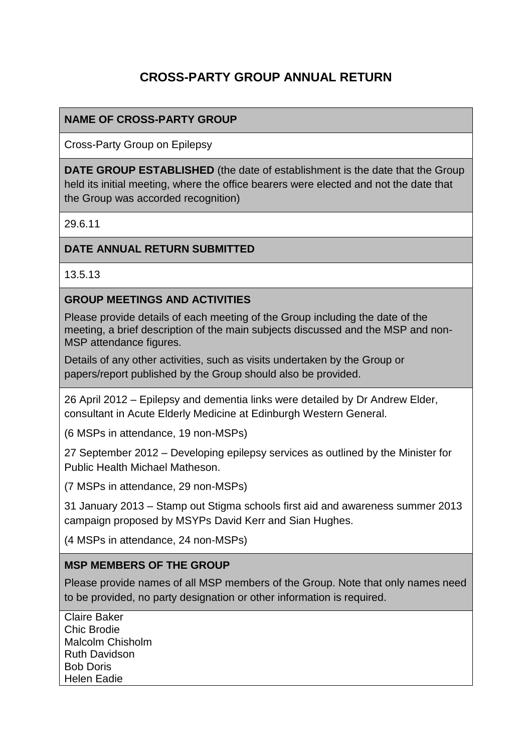# CROSS-PARTY GROUP ANNUAL RETURN

**NAME OF CROSS-PARTY GROUP**

Cross-Party Group on Epilepsy

**DATE GROUP ESTABLISHED** (the date of establishment is the date that the Group held its initial meeting, where the office bearers were elected and not the date that the Group was accorded recognition)

29.6.11

**DATE ANNUAL RETURN SUBMITTED**

13.5.13

**GROUP MEETINGS AND ACTIVITIES**

Please provide details of each meeting of the Group including the date of the meeting, a brief description of the main subjects discussed and the MSP and non-MSP attendance figures.

Details of any other activities, such as visits undertaken by the Group or papers/report published by the Group should also be provided.

26 April 2012 – Epilepsy and dementia links were detailed by Dr Andrew Elder, consultant in Acute Elderly Medicine at Edinburgh Western General.

(6 MSPs in attendance, 19 non-MSPs)

27 September 2012 – Developing epilepsy services as outlined by the Minister for Public Health Michael Matheson.

(7 MSPs in attendance, 29 non-MSPs)

31 January 2013 – Stamp out Stigma schools first aid and awareness summer 2013 campaign proposed by MSYPs David Kerr and Sian Hughes.

(4 MSPs in attendance, 24 non-MSPs)

**MSP MEMBERS OF THE GROUP**

Please provide names of all MSP members of the Group. Note that only names need to be provided, no party designation or other information is required.

Claire Baker
Chic Brodie
Malcolm Chisholm
Ruth Davidson
Bob Doris
Helen Eadie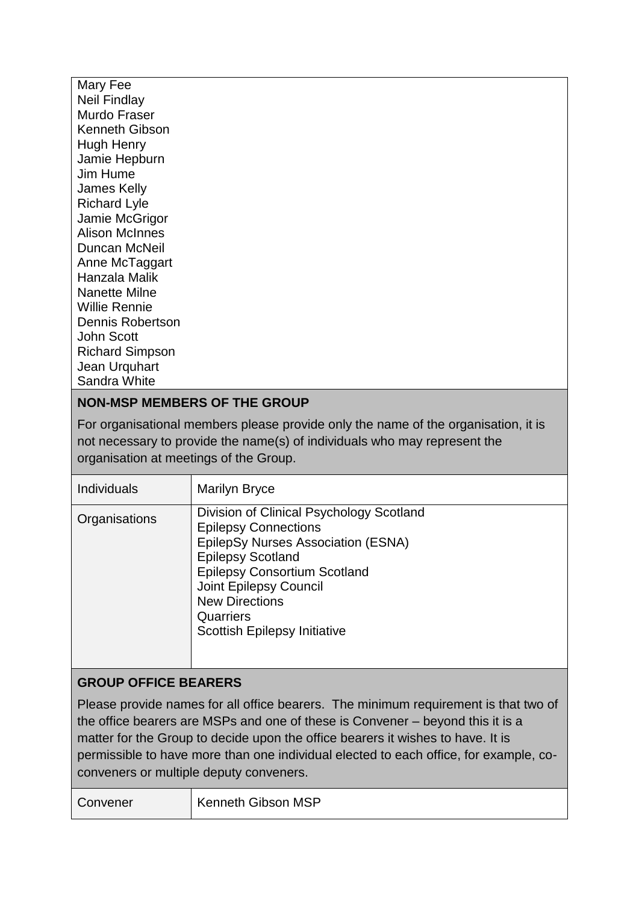Mary Fee
Neil Findlay
Murdo Fraser
Kenneth Gibson
Hugh Henry
Jamie Hepburn
Jim Hume
James Kelly
Richard Lyle
Jamie McGrigor
Alison McInnes
Duncan McNeil
Anne McTaggart
Hanzala Malik
Nanette Milne
Willie Rennie
Dennis Robertson
John Scott
Richard Simpson
Jean Urquhart
Sandra White

**NON-MSP MEMBERS OF THE GROUP**

For organisational members please provide only the name of the organisation, it is not necessary to provide the name(s) of individuals who may represent the organisation at meetings of the Group.

| | |
|---|---|
| Individuals | Marilyn Bryce |
| Organisations | Division of Clinical Psychology Scotland<br>Epilepsy Connections<br>EpilepSy Nurses Association (ESNA)<br>Epilepsy Scotland<br>Epilepsy Consortium Scotland<br>Joint Epilepsy Council<br>New Directions<br>Quarriers<br>Scottish Epilepsy Initiative |

**GROUP OFFICE BEARERS**

Please provide names for all office bearers. The minimum requirement is that two of the office bearers are MSPs and one of these is Convener – beyond this it is a matter for the Group to decide upon the office bearers it wishes to have. It is permissible to have more than one individual elected to each office, for example, co-conveners or multiple deputy conveners.

| | |
|---|---|
| Convener | Kenneth Gibson MSP |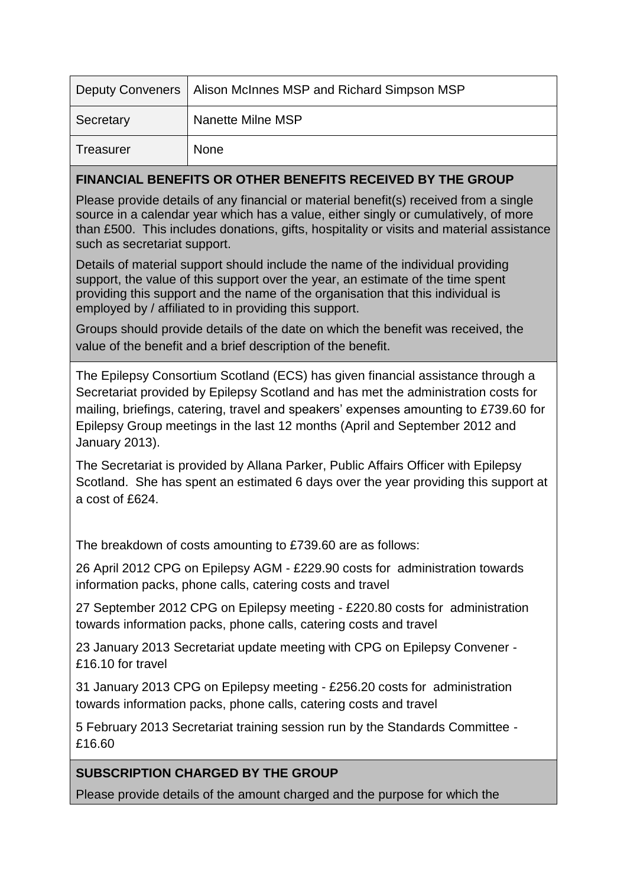| Deputy Conveners | Alison McInnes MSP and Richard Simpson MSP |
| --- | --- |
| Secretary | Nanette Milne MSP |
| Treasurer | None |

**FINANCIAL BENEFITS OR OTHER BENEFITS RECEIVED BY THE GROUP**

Please provide details of any financial or material benefit(s) received from a single source in a calendar year which has a value, either singly or cumulatively, of more than £500. This includes donations, gifts, hospitality or visits and material assistance such as secretariat support.

Details of material support should include the name of the individual providing support, the value of this support over the year, an estimate of the time spent providing this support and the name of the organisation that this individual is employed by / affiliated to in providing this support.

Groups should provide details of the date on which the benefit was received, the value of the benefit and a brief description of the benefit.

The Epilepsy Consortium Scotland (ECS) has given financial assistance through a Secretariat provided by Epilepsy Scotland and has met the administration costs for mailing, briefings, catering, travel and speakers' expenses amounting to £739.60 for Epilepsy Group meetings in the last 12 months (April and September 2012 and January 2013).

The Secretariat is provided by Allana Parker, Public Affairs Officer with Epilepsy Scotland. She has spent an estimated 6 days over the year providing this support at a cost of £624.

The breakdown of costs amounting to £739.60 are as follows:

26 April 2012 CPG on Epilepsy AGM - £229.90 costs for administration towards information packs, phone calls, catering costs and travel

27 September 2012 CPG on Epilepsy meeting - £220.80 costs for administration towards information packs, phone calls, catering costs and travel

23 January 2013 Secretariat update meeting with CPG on Epilepsy Convener - £16.10 for travel

31 January 2013 CPG on Epilepsy meeting - £256.20 costs for administration towards information packs, phone calls, catering costs and travel

5 February 2013 Secretariat training session run by the Standards Committee - £16.60

**SUBSCRIPTION CHARGED BY THE GROUP**

Please provide details of the amount charged and the purpose for which the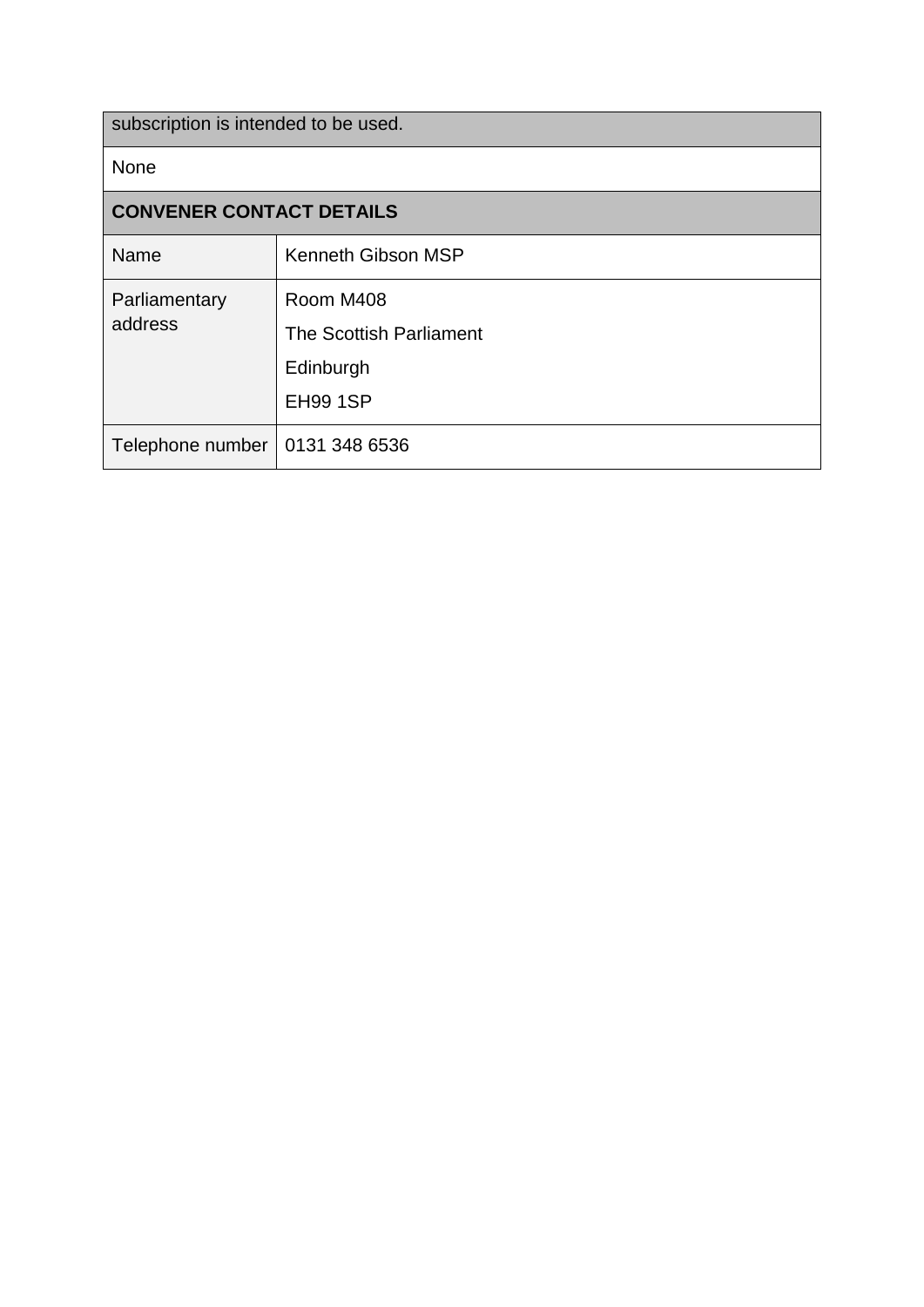| | |
|---|---|
| subscription is intended to be used. | |
| None | |
| **CONVENER CONTACT DETAILS** | |
| Name | Kenneth Gibson MSP |
| Parliamentary address | Room M408<br>The Scottish Parliament<br>Edinburgh<br>EH99 1SP |
| Telephone number | 0131 348 6536 |